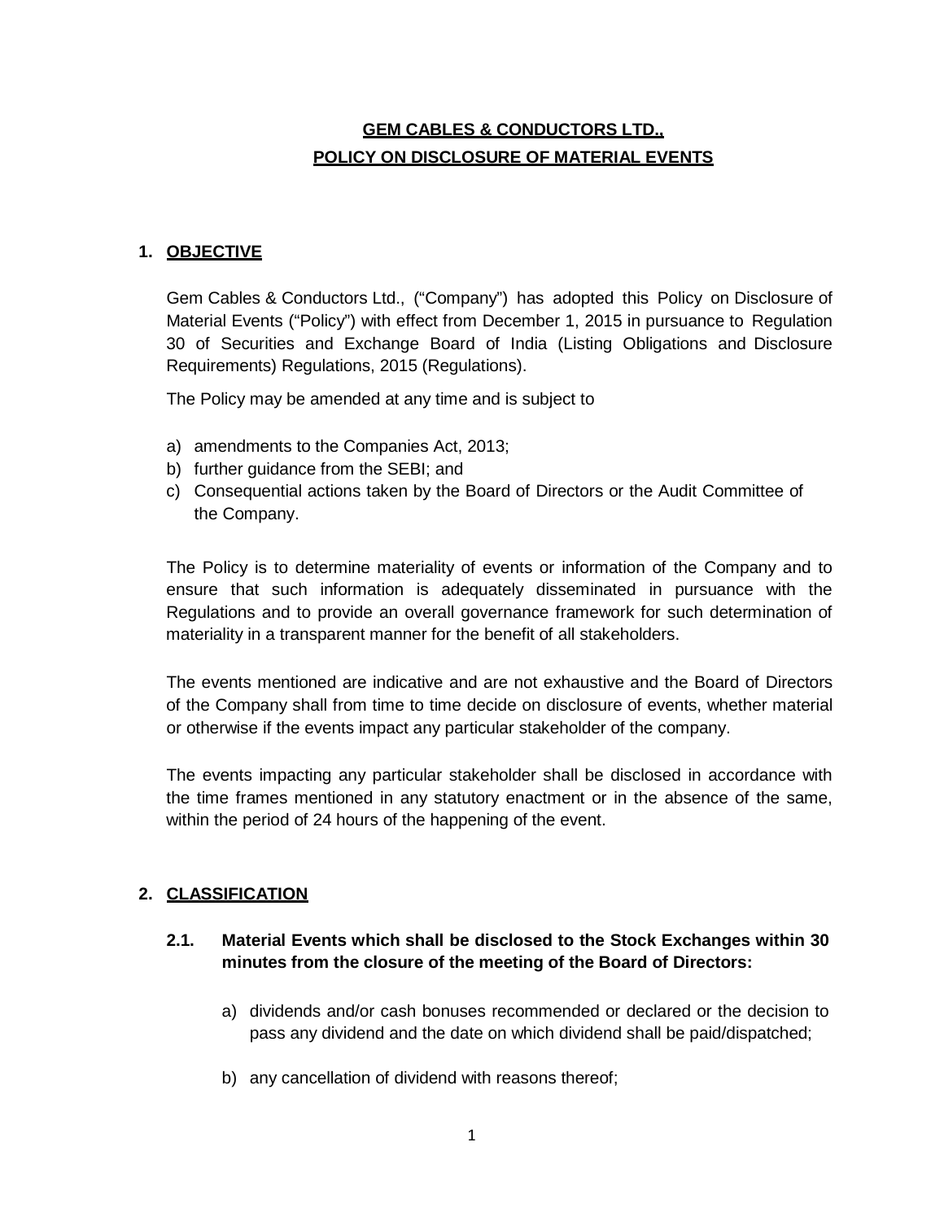# GEM CABLES & CONDUCTORS LTD.,
# POLICY ON DISCLOSURE OF MATERIAL EVENTS

## 1. OBJECTIVE

Gem Cables & Conductors Ltd., ("Company") has adopted this Policy on Disclosure of Material Events ("Policy") with effect from December 1, 2015 in pursuance to Regulation 30 of Securities and Exchange Board of India (Listing Obligations and Disclosure Requirements) Regulations, 2015 (Regulations).

The Policy may be amended at any time and is subject to

a) amendments to the Companies Act, 2013;
b) further guidance from the SEBI; and
c) Consequential actions taken by the Board of Directors or the Audit Committee of the Company.

The Policy is to determine materiality of events or information of the Company and to ensure that such information is adequately disseminated in pursuance with the Regulations and to provide an overall governance framework for such determination of materiality in a transparent manner for the benefit of all stakeholders.

The events mentioned are indicative and are not exhaustive and the Board of Directors of the Company shall from time to time decide on disclosure of events, whether material or otherwise if the events impact any particular stakeholder of the company.

The events impacting any particular stakeholder shall be disclosed in accordance with the time frames mentioned in any statutory enactment or in the absence of the same, within the period of 24 hours of the happening of the event.

## 2. CLASSIFICATION

### 2.1. Material Events which shall be disclosed to the Stock Exchanges within 30 minutes from the closure of the meeting of the Board of Directors:

a) dividends and/or cash bonuses recommended or declared or the decision to pass any dividend and the date on which dividend shall be paid/dispatched;

b) any cancellation of dividend with reasons thereof;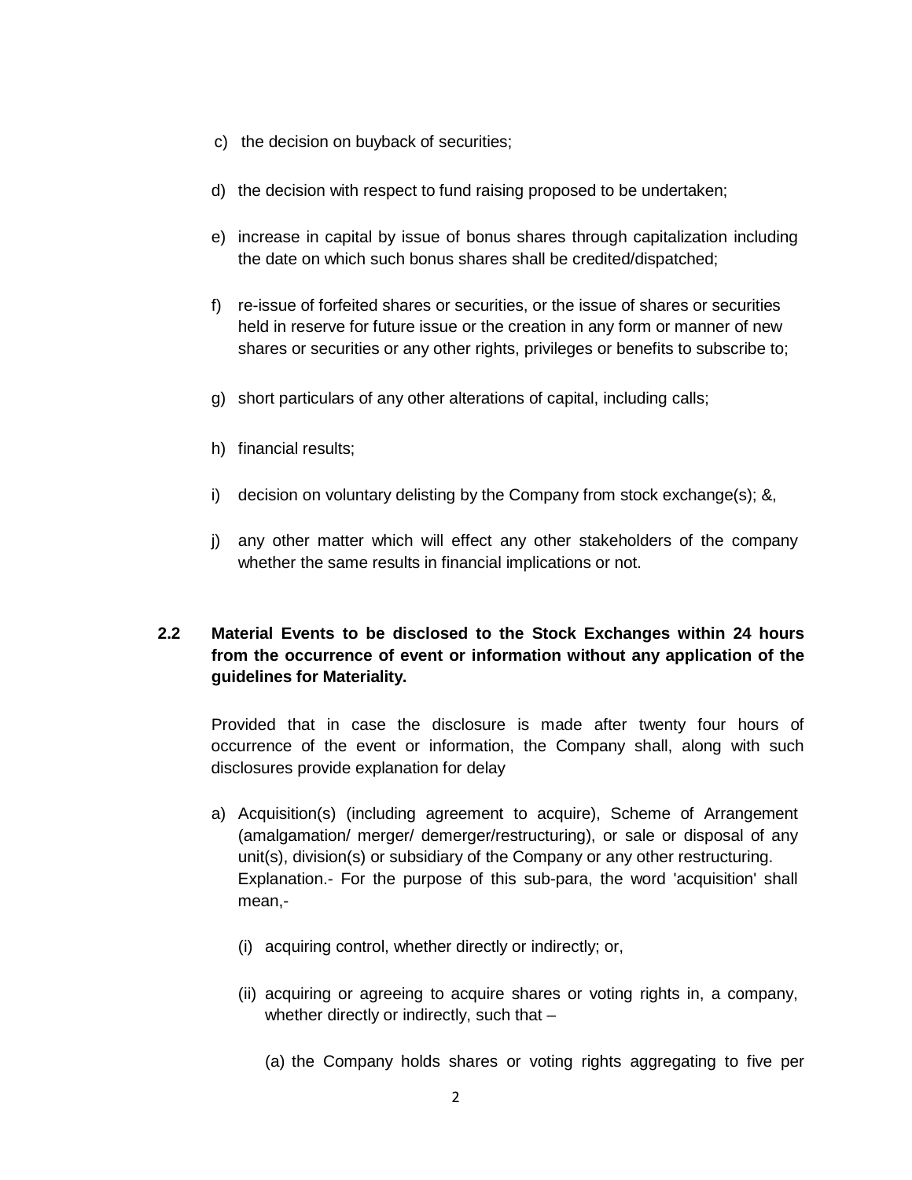c) the decision on buyback of securities;

d) the decision with respect to fund raising proposed to be undertaken;

e) increase in capital by issue of bonus shares through capitalization including the date on which such bonus shares shall be credited/dispatched;

f) re-issue of forfeited shares or securities, or the issue of shares or securities held in reserve for future issue or the creation in any form or manner of new shares or securities or any other rights, privileges or benefits to subscribe to;

g) short particulars of any other alterations of capital, including calls;

h) financial results;

i) decision on voluntary delisting by the Company from stock exchange(s); &,

j) any other matter which will effect any other stakeholders of the company whether the same results in financial implications or not.

**2.2 Material Events to be disclosed to the Stock Exchanges within 24 hours from the occurrence of event or information without any application of the guidelines for Materiality.**

Provided that in case the disclosure is made after twenty four hours of occurrence of the event or information, the Company shall, along with such disclosures provide explanation for delay

a) Acquisition(s) (including agreement to acquire), Scheme of Arrangement (amalgamation/ merger/ demerger/restructuring), or sale or disposal of any unit(s), division(s) or subsidiary of the Company or any other restructuring.
Explanation.- For the purpose of this sub-para, the word 'acquisition' shall mean,-

   (i) acquiring control, whether directly or indirectly; or,

   (ii) acquiring or agreeing to acquire shares or voting rights in, a company, whether directly or indirectly, such that –

      (a) the Company holds shares or voting rights aggregating to five per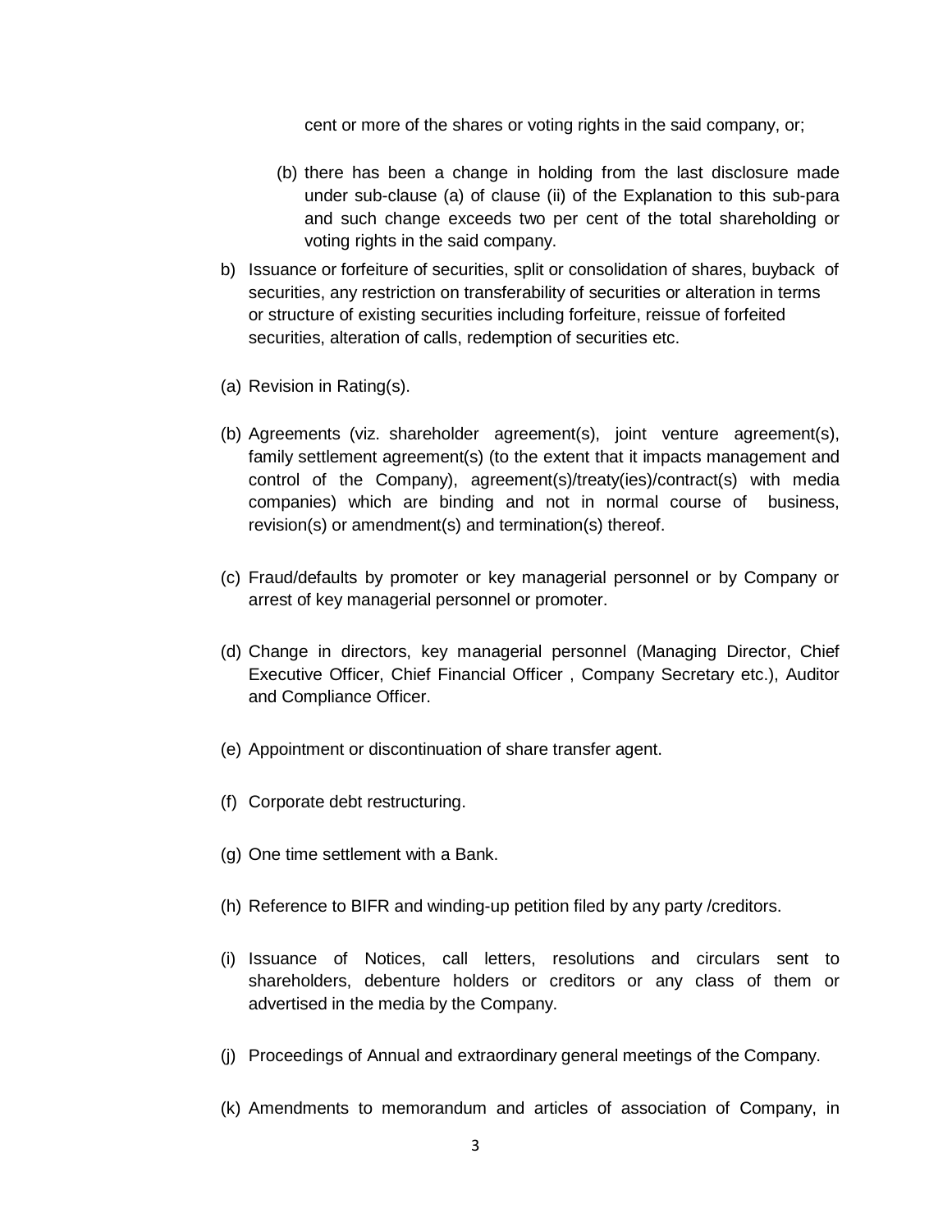cent or more of the shares or voting rights in the said company, or;

(b) there has been a change in holding from the last disclosure made under sub-clause (a) of clause (ii) of the Explanation to this sub-para and such change exceeds two per cent of the total shareholding or voting rights in the said company.

b) Issuance or forfeiture of securities, split or consolidation of shares, buyback of securities, any restriction on transferability of securities or alteration in terms or structure of existing securities including forfeiture, reissue of forfeited securities, alteration of calls, redemption of securities etc.

(a) Revision in Rating(s).

(b) Agreements (viz. shareholder agreement(s), joint venture agreement(s), family settlement agreement(s) (to the extent that it impacts management and control of the Company), agreement(s)/treaty(ies)/contract(s) with media companies) which are binding and not in normal course of business, revision(s) or amendment(s) and termination(s) thereof.

(c) Fraud/defaults by promoter or key managerial personnel or by Company or arrest of key managerial personnel or promoter.

(d) Change in directors, key managerial personnel (Managing Director, Chief Executive Officer, Chief Financial Officer , Company Secretary etc.), Auditor and Compliance Officer.

(e) Appointment or discontinuation of share transfer agent.

(f) Corporate debt restructuring.

(g) One time settlement with a Bank.

(h) Reference to BIFR and winding-up petition filed by any party /creditors.

(i) Issuance of Notices, call letters, resolutions and circulars sent to shareholders, debenture holders or creditors or any class of them or advertised in the media by the Company.

(j) Proceedings of Annual and extraordinary general meetings of the Company.

(k) Amendments to memorandum and articles of association of Company, in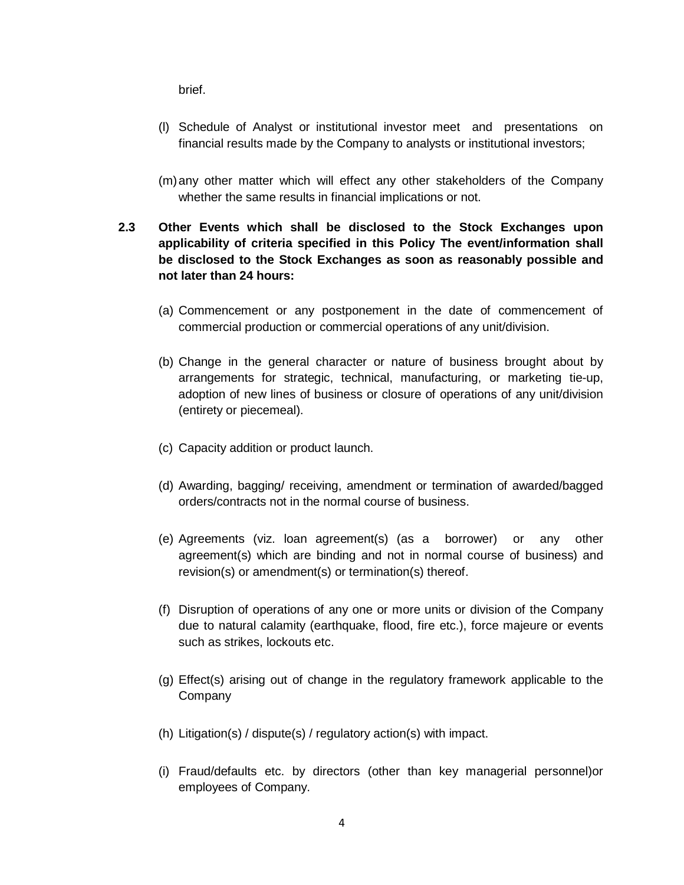brief.

(l) Schedule of Analyst or institutional investor meet and presentations on financial results made by the Company to analysts or institutional investors;

(m) any other matter which will effect any other stakeholders of the Company whether the same results in financial implications or not.

**2.3 Other Events which shall be disclosed to the Stock Exchanges upon applicability of criteria specified in this Policy The event/information shall be disclosed to the Stock Exchanges as soon as reasonably possible and not later than 24 hours:**

(a) Commencement or any postponement in the date of commencement of commercial production or commercial operations of any unit/division.

(b) Change in the general character or nature of business brought about by arrangements for strategic, technical, manufacturing, or marketing tie-up, adoption of new lines of business or closure of operations of any unit/division (entirety or piecemeal).

(c) Capacity addition or product launch.

(d) Awarding, bagging/ receiving, amendment or termination of awarded/bagged orders/contracts not in the normal course of business.

(e) Agreements (viz. loan agreement(s) (as a borrower) or any other agreement(s) which are binding and not in normal course of business) and revision(s) or amendment(s) or termination(s) thereof.

(f) Disruption of operations of any one or more units or division of the Company due to natural calamity (earthquake, flood, fire etc.), force majeure or events such as strikes, lockouts etc.

(g) Effect(s) arising out of change in the regulatory framework applicable to the Company

(h) Litigation(s) / dispute(s) / regulatory action(s) with impact.

(i) Fraud/defaults etc. by directors (other than key managerial personnel)or employees of Company.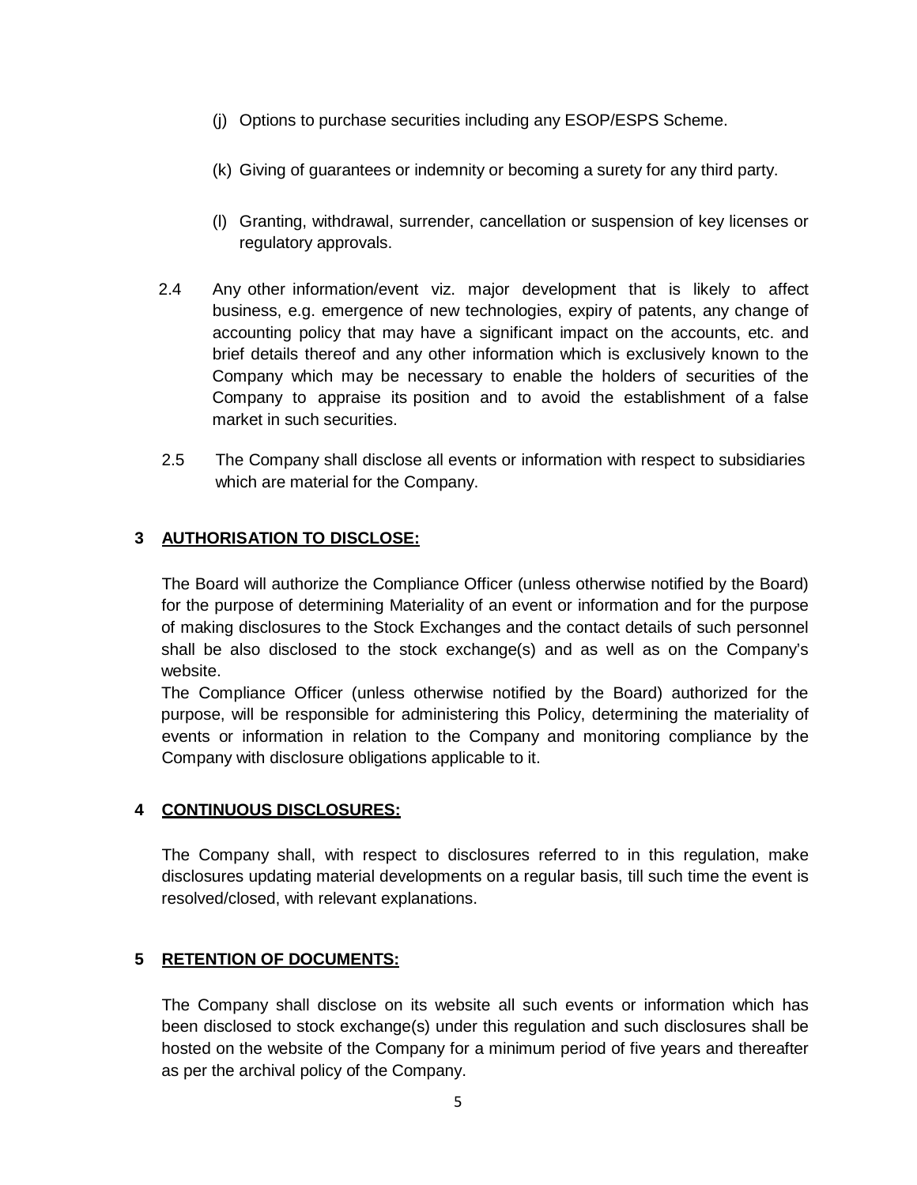(j) Options to purchase securities including any ESOP/ESPS Scheme.

(k) Giving of guarantees or indemnity or becoming a surety for any third party.

(l) Granting, withdrawal, surrender, cancellation or suspension of key licenses or regulatory approvals.

2.4 Any other information/event viz. major development that is likely to affect business, e.g. emergence of new technologies, expiry of patents, any change of accounting policy that may have a significant impact on the accounts, etc. and brief details thereof and any other information which is exclusively known to the Company which may be necessary to enable the holders of securities of the Company to appraise its position and to avoid the establishment of a false market in such securities.

2.5 The Company shall disclose all events or information with respect to subsidiaries which are material for the Company.

## 3 AUTHORISATION TO DISCLOSE:

The Board will authorize the Compliance Officer (unless otherwise notified by the Board) for the purpose of determining Materiality of an event or information and for the purpose of making disclosures to the Stock Exchanges and the contact details of such personnel shall be also disclosed to the stock exchange(s) and as well as on the Company's website.

The Compliance Officer (unless otherwise notified by the Board) authorized for the purpose, will be responsible for administering this Policy, determining the materiality of events or information in relation to the Company and monitoring compliance by the Company with disclosure obligations applicable to it.

## 4 CONTINUOUS DISCLOSURES:

The Company shall, with respect to disclosures referred to in this regulation, make disclosures updating material developments on a regular basis, till such time the event is resolved/closed, with relevant explanations.

## 5 RETENTION OF DOCUMENTS:

The Company shall disclose on its website all such events or information which has been disclosed to stock exchange(s) under this regulation and such disclosures shall be hosted on the website of the Company for a minimum period of five years and thereafter as per the archival policy of the Company.